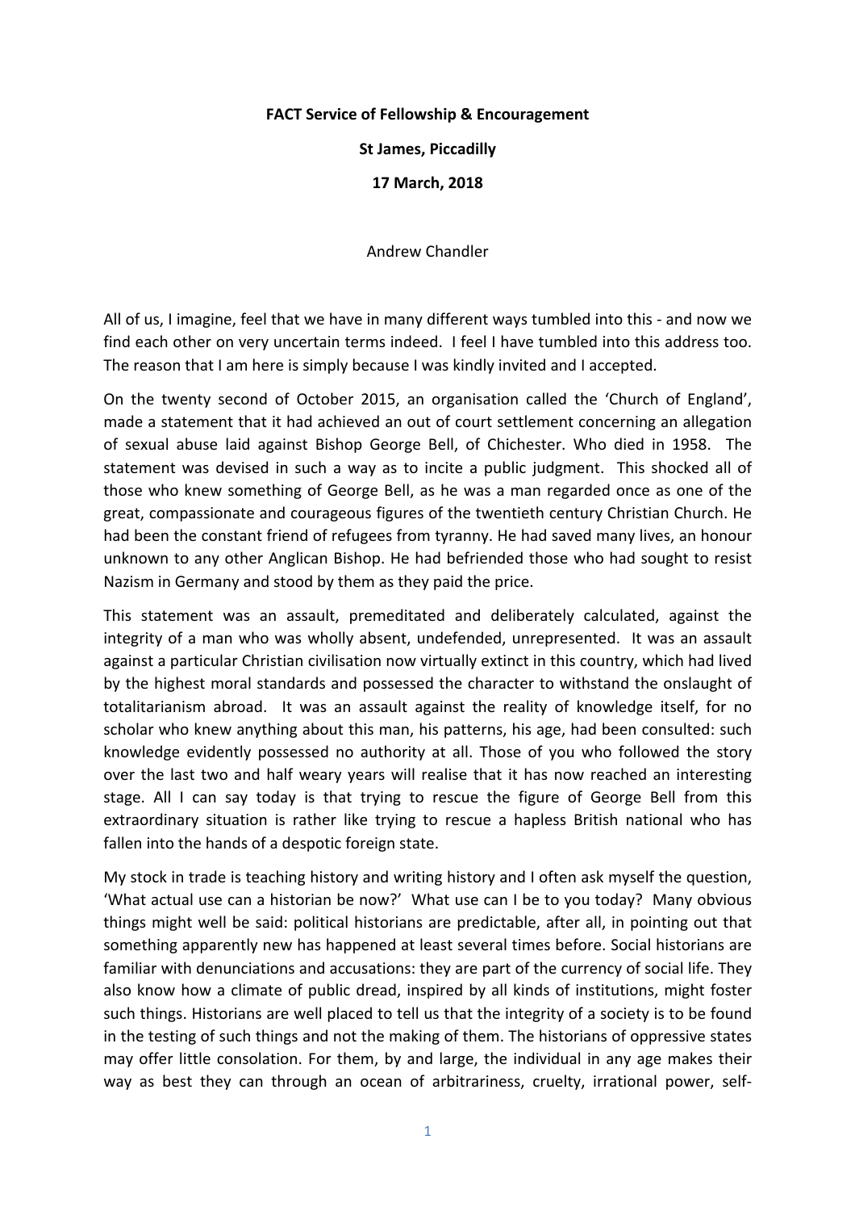**FACT Service of Fellowship & Encouragement**

**St James, Piccadilly**

**17 March, 2018**

Andrew Chandler

All of us, I imagine, feel that we have in many different ways tumbled into this - and now we find each other on very uncertain terms indeed. I feel I have tumbled into this address too. The reason that I am here is simply because I was kindly invited and I accepted.

On the twenty second of October 2015, an organisation called the 'Church of England', made a statement that it had achieved an out of court settlement concerning an allegation of sexual abuse laid against Bishop George Bell, of Chichester. Who died in 1958. The statement was devised in such a way as to incite a public judgment. This shocked all of those who knew something of George Bell, as he was a man regarded once as one of the great, compassionate and courageous figures of the twentieth century Christian Church. He had been the constant friend of refugees from tyranny. He had saved many lives, an honour unknown to any other Anglican Bishop. He had befriended those who had sought to resist Nazism in Germany and stood by them as they paid the price.

This statement was an assault, premeditated and deliberately calculated, against the integrity of a man who was wholly absent, undefended, unrepresented. It was an assault against a particular Christian civilisation now virtually extinct in this country, which had lived by the highest moral standards and possessed the character to withstand the onslaught of totalitarianism abroad. It was an assault against the reality of knowledge itself, for no scholar who knew anything about this man, his patterns, his age, had been consulted: such knowledge evidently possessed no authority at all. Those of you who followed the story over the last two and half weary years will realise that it has now reached an interesting stage. All I can say today is that trying to rescue the figure of George Bell from this extraordinary situation is rather like trying to rescue a hapless British national who has fallen into the hands of a despotic foreign state.

My stock in trade is teaching history and writing history and I often ask myself the question, 'What actual use can a historian be now?' What use can I be to you today? Many obvious things might well be said: political historians are predictable, after all, in pointing out that something apparently new has happened at least several times before. Social historians are familiar with denunciations and accusations: they are part of the currency of social life. They also know how a climate of public dread, inspired by all kinds of institutions, might foster such things. Historians are well placed to tell us that the integrity of a society is to be found in the testing of such things and not the making of them. The historians of oppressive states may offer little consolation. For them, by and large, the individual in any age makes their way as best they can through an ocean of arbitrariness, cruelty, irrational power, self-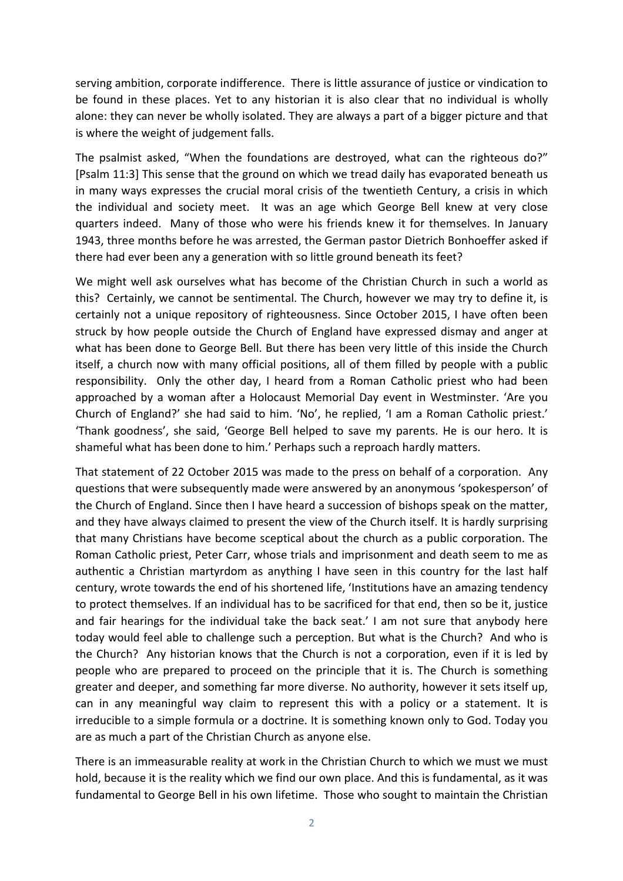serving ambition, corporate indifference. There is little assurance of justice or vindication to be found in these places. Yet to any historian it is also clear that no individual is wholly alone: they can never be wholly isolated. They are always a part of a bigger picture and that is where the weight of judgement falls.

The psalmist asked, "When the foundations are destroyed, what can the righteous do?" [Psalm 11:3] This sense that the ground on which we tread daily has evaporated beneath us in many ways expresses the crucial moral crisis of the twentieth Century, a crisis in which the individual and society meet. It was an age which George Bell knew at very close quarters indeed. Many of those who were his friends knew it for themselves. In January 1943, three months before he was arrested, the German pastor Dietrich Bonhoeffer asked if there had ever been any a generation with so little ground beneath its feet?

We might well ask ourselves what has become of the Christian Church in such a world as this? Certainly, we cannot be sentimental. The Church, however we may try to define it, is certainly not a unique repository of righteousness. Since October 2015, I have often been struck by how people outside the Church of England have expressed dismay and anger at what has been done to George Bell. But there has been very little of this inside the Church itself, a church now with many official positions, all of them filled by people with a public responsibility. Only the other day, I heard from a Roman Catholic priest who had been approached by a woman after a Holocaust Memorial Day event in Westminster. 'Are you Church of England?' she had said to him. 'No', he replied, 'I am a Roman Catholic priest.' 'Thank goodness', she said, 'George Bell helped to save my parents. He is our hero. It is shameful what has been done to him.' Perhaps such a reproach hardly matters.

That statement of 22 October 2015 was made to the press on behalf of a corporation. Any questions that were subsequently made were answered by an anonymous 'spokesperson' of the Church of England. Since then I have heard a succession of bishops speak on the matter, and they have always claimed to present the view of the Church itself. It is hardly surprising that many Christians have become sceptical about the church as a public corporation. The Roman Catholic priest, Peter Carr, whose trials and imprisonment and death seem to me as authentic a Christian martyrdom as anything I have seen in this country for the last half century, wrote towards the end of his shortened life, 'Institutions have an amazing tendency to protect themselves. If an individual has to be sacrificed for that end, then so be it, justice and fair hearings for the individual take the back seat.' I am not sure that anybody here today would feel able to challenge such a perception. But what is the Church? And who is the Church? Any historian knows that the Church is not a corporation, even if it is led by people who are prepared to proceed on the principle that it is. The Church is something greater and deeper, and something far more diverse. No authority, however it sets itself up, can in any meaningful way claim to represent this with a policy or a statement. It is irreducible to a simple formula or a doctrine. It is something known only to God. Today you are as much a part of the Christian Church as anyone else.

There is an immeasurable reality at work in the Christian Church to which we must we must hold, because it is the reality which we find our own place. And this is fundamental, as it was fundamental to George Bell in his own lifetime. Those who sought to maintain the Christian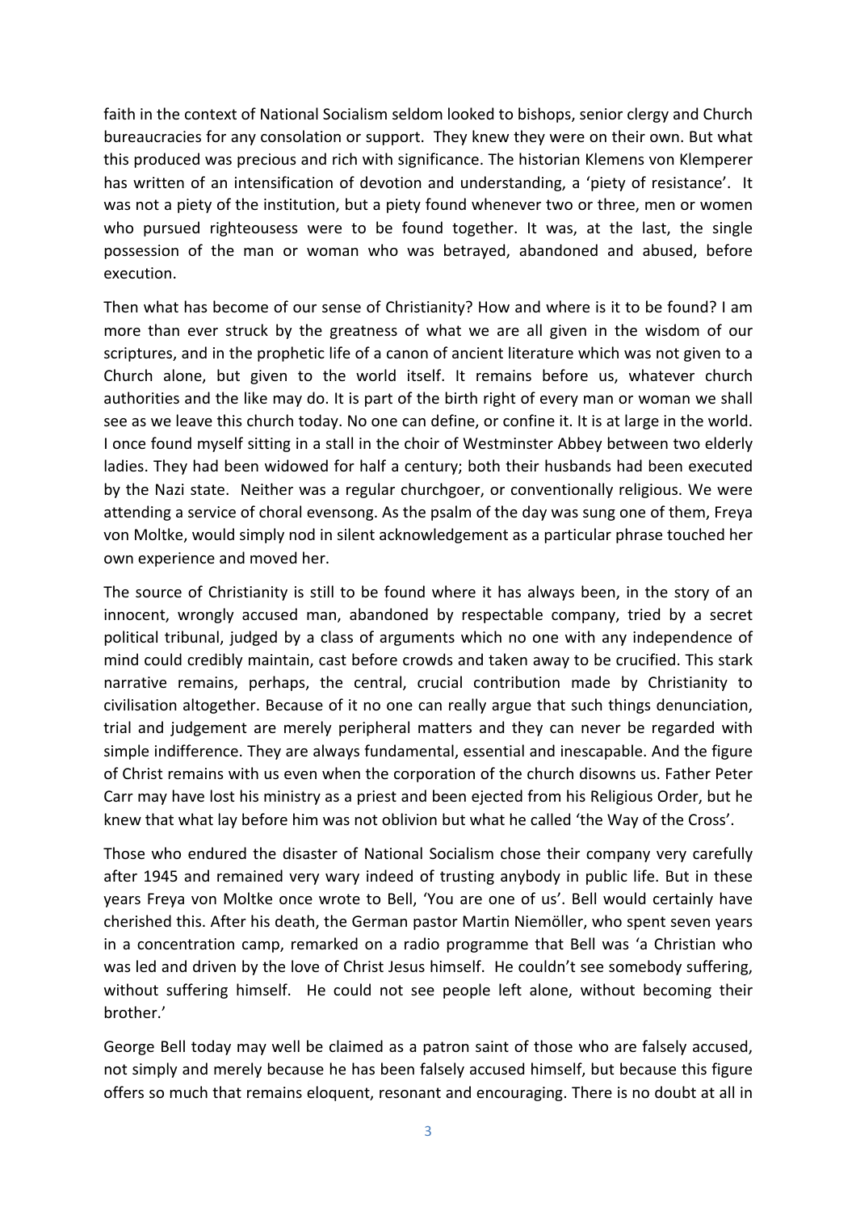faith in the context of National Socialism seldom looked to bishops, senior clergy and Church bureaucracies for any consolation or support. They knew they were on their own. But what this produced was precious and rich with significance. The historian Klemens von Klemperer has written of an intensification of devotion and understanding, a 'piety of resistance'. It was not a piety of the institution, but a piety found whenever two or three, men or women who pursued righteousess were to be found together. It was, at the last, the single possession of the man or woman who was betrayed, abandoned and abused, before execution.

Then what has become of our sense of Christianity? How and where is it to be found? I am more than ever struck by the greatness of what we are all given in the wisdom of our scriptures, and in the prophetic life of a canon of ancient literature which was not given to a Church alone, but given to the world itself. It remains before us, whatever church authorities and the like may do. It is part of the birth right of every man or woman we shall see as we leave this church today. No one can define, or confine it. It is at large in the world. I once found myself sitting in a stall in the choir of Westminster Abbey between two elderly ladies. They had been widowed for half a century; both their husbands had been executed by the Nazi state. Neither was a regular churchgoer, or conventionally religious. We were attending a service of choral evensong. As the psalm of the day was sung one of them, Freya von Moltke, would simply nod in silent acknowledgement as a particular phrase touched her own experience and moved her.

The source of Christianity is still to be found where it has always been, in the story of an innocent, wrongly accused man, abandoned by respectable company, tried by a secret political tribunal, judged by a class of arguments which no one with any independence of mind could credibly maintain, cast before crowds and taken away to be crucified. This stark narrative remains, perhaps, the central, crucial contribution made by Christianity to civilisation altogether. Because of it no one can really argue that such things denunciation, trial and judgement are merely peripheral matters and they can never be regarded with simple indifference. They are always fundamental, essential and inescapable. And the figure of Christ remains with us even when the corporation of the church disowns us. Father Peter Carr may have lost his ministry as a priest and been ejected from his Religious Order, but he knew that what lay before him was not oblivion but what he called 'the Way of the Cross'.

Those who endured the disaster of National Socialism chose their company very carefully after 1945 and remained very wary indeed of trusting anybody in public life. But in these years Freya von Moltke once wrote to Bell, 'You are one of us'. Bell would certainly have cherished this. After his death, the German pastor Martin Niemöller, who spent seven years in a concentration camp, remarked on a radio programme that Bell was 'a Christian who was led and driven by the love of Christ Jesus himself. He couldn't see somebody suffering, without suffering himself. He could not see people left alone, without becoming their brother.'

George Bell today may well be claimed as a patron saint of those who are falsely accused, not simply and merely because he has been falsely accused himself, but because this figure offers so much that remains eloquent, resonant and encouraging. There is no doubt at all in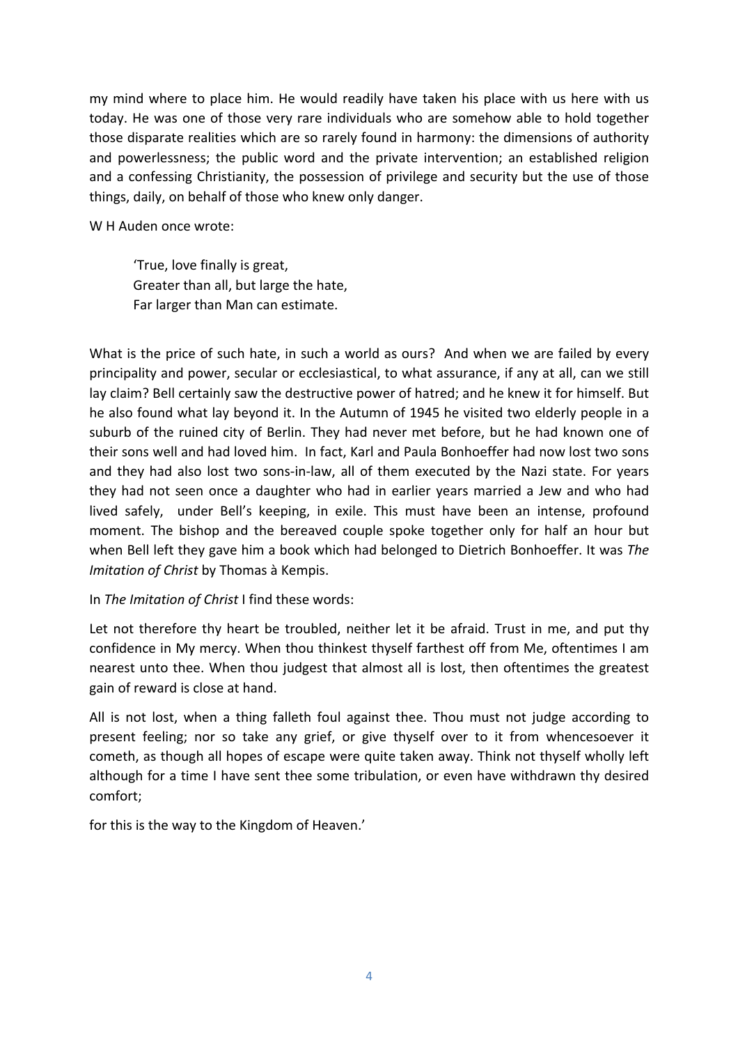my mind where to place him. He would readily have taken his place with us here with us today. He was one of those very rare individuals who are somehow able to hold together those disparate realities which are so rarely found in harmony: the dimensions of authority and powerlessness; the public word and the private intervention; an established religion and a confessing Christianity, the possession of privilege and security but the use of those things, daily, on behalf of those who knew only danger.

W H Auden once wrote:

> 'True, love finally is great,
> Greater than all, but large the hate,
> Far larger than Man can estimate.

What is the price of such hate, in such a world as ours? And when we are failed by every principality and power, secular or ecclesiastical, to what assurance, if any at all, can we still lay claim? Bell certainly saw the destructive power of hatred; and he knew it for himself. But he also found what lay beyond it. In the Autumn of 1945 he visited two elderly people in a suburb of the ruined city of Berlin. They had never met before, but he had known one of their sons well and had loved him. In fact, Karl and Paula Bonhoeffer had now lost two sons and they had also lost two sons-in-law, all of them executed by the Nazi state. For years they had not seen once a daughter who had in earlier years married a Jew and who had lived safely, under Bell's keeping, in exile. This must have been an intense, profound moment. The bishop and the bereaved couple spoke together only for half an hour but when Bell left they gave him a book which had belonged to Dietrich Bonhoeffer. It was *The Imitation of Christ* by Thomas à Kempis.

In *The Imitation of Christ* I find these words:

Let not therefore thy heart be troubled, neither let it be afraid. Trust in me, and put thy confidence in My mercy. When thou thinkest thyself farthest off from Me, oftentimes I am nearest unto thee. When thou judgest that almost all is lost, then oftentimes the greatest gain of reward is close at hand.

All is not lost, when a thing falleth foul against thee. Thou must not judge according to present feeling; nor so take any grief, or give thyself over to it from whencesoever it cometh, as though all hopes of escape were quite taken away. Think not thyself wholly left although for a time I have sent thee some tribulation, or even have withdrawn thy desired comfort;

for this is the way to the Kingdom of Heaven.'